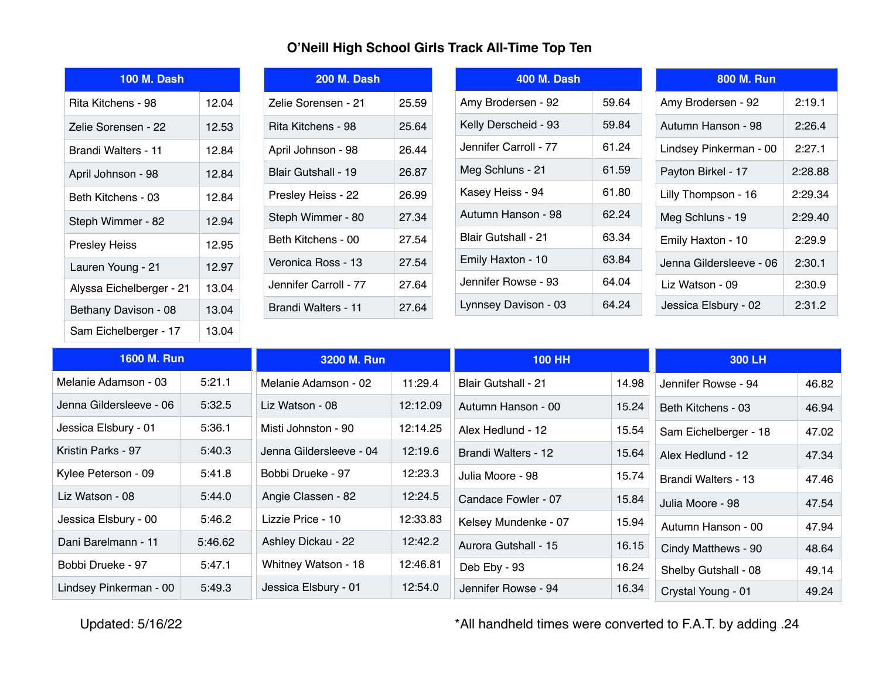# O'Neill High School Girls Track All-Time Top Ten

| 100 M. Dash | |
|---|---|
| Rita Kitchens - 98 | 12.04 |
| Zelie Sorensen - 22 | 12.53 |
| Brandi Walters - 11 | 12.84 |
| April Johnson - 98 | 12.84 |
| Beth Kitchens - 03 | 12.84 |
| Steph Wimmer - 82 | 12.94 |
| Presley Heiss | 12.95 |
| Lauren Young - 21 | 12.97 |
| Alyssa Eichelberger - 21 | 13.04 |
| Bethany Davison - 08 | 13.04 |
| Sam Eichelberger - 17 | 13.04 |

| 200 M. Dash | |
|---|---|
| Zelie Sorensen - 21 | 25.59 |
| Rita Kitchens - 98 | 25.64 |
| April Johnson - 98 | 26.44 |
| Blair Gutshall - 19 | 26.87 |
| Presley Heiss - 22 | 26.99 |
| Steph Wimmer - 80 | 27.34 |
| Beth Kitchens - 00 | 27.54 |
| Veronica Ross - 13 | 27.54 |
| Jennifer Carroll - 77 | 27.64 |
| Brandi Walters - 11 | 27.64 |

| 400 M. Dash | |
|---|---|
| Amy Brodersen - 92 | 59.64 |
| Kelly Derscheid - 93 | 59.84 |
| Jennifer Carroll - 77 | 61.24 |
| Meg Schluns - 21 | 61.59 |
| Kasey Heiss - 94 | 61.80 |
| Autumn Hanson - 98 | 62.24 |
| Blair Gutshall - 21 | 63.34 |
| Emily Haxton - 10 | 63.84 |
| Jennifer Rowse - 93 | 64.04 |
| Lynnsey Davison - 03 | 64.24 |

| 800 M. Run | |
|---|---|
| Amy Brodersen - 92 | 2:19.1 |
| Autumn Hanson - 98 | 2:26.4 |
| Lindsey Pinkerman - 00 | 2:27.1 |
| Payton Birkel - 17 | 2:28.88 |
| Lilly Thompson - 16 | 2:29.34 |
| Meg Schluns - 19 | 2:29.40 |
| Emily Haxton - 10 | 2:29.9 |
| Jenna Gildersleeve - 06 | 2:30.1 |
| Liz Watson - 09 | 2:30.9 |
| Jessica Elsbury - 02 | 2:31.2 |

| 1600 M. Run | |
|---|---|
| Melanie Adamson - 03 | 5:21.1 |
| Jenna Gildersleeve - 06 | 5:32.5 |
| Jessica Elsbury - 01 | 5:36.1 |
| Kristin Parks - 97 | 5:40.3 |
| Kylee Peterson - 09 | 5:41.8 |
| Liz Watson - 08 | 5:44.0 |
| Jessica Elsbury - 00 | 5:46.2 |
| Dani Barelmann - 11 | 5:46.62 |
| Bobbi Drueke - 97 | 5:47.1 |
| Lindsey Pinkerman - 00 | 5:49.3 |

| 3200 M. Run | |
|---|---|
| Melanie Adamson - 02 | 11:29.4 |
| Liz Watson - 08 | 12:12.09 |
| Misti Johnston - 90 | 12:14.25 |
| Jenna Gildersleeve - 04 | 12:19.6 |
| Bobbi Drueke - 97 | 12:23.3 |
| Angie Classen - 82 | 12:24.5 |
| Lizzie Price - 10 | 12:33.83 |
| Ashley Dickau - 22 | 12:42.2 |
| Whitney Watson - 18 | 12:46.81 |
| Jessica Elsbury - 01 | 12:54.0 |

| 100 HH | |
|---|---|
| Blair Gutshall - 21 | 14.98 |
| Autumn Hanson - 00 | 15.24 |
| Alex Hedlund - 12 | 15.54 |
| Brandi Walters - 12 | 15.64 |
| Julia Moore - 98 | 15.74 |
| Candace Fowler - 07 | 15.84 |
| Kelsey Mundenke - 07 | 15.94 |
| Aurora Gutshall - 15 | 16.15 |
| Deb Eby - 93 | 16.24 |
| Jennifer Rowse - 94 | 16.34 |

| 300 LH | |
|---|---|
| Jennifer Rowse - 94 | 46.82 |
| Beth Kitchens - 03 | 46.94 |
| Sam Eichelberger - 18 | 47.02 |
| Alex Hedlund - 12 | 47.34 |
| Brandi Walters - 13 | 47.46 |
| Julia Moore - 98 | 47.54 |
| Autumn Hanson - 00 | 47.94 |
| Cindy Matthews - 90 | 48.64 |
| Shelby Gutshall - 08 | 49.14 |
| Crystal Young - 01 | 49.24 |

Updated: 5/16/22

*All handheld times were converted to F.A.T. by adding .24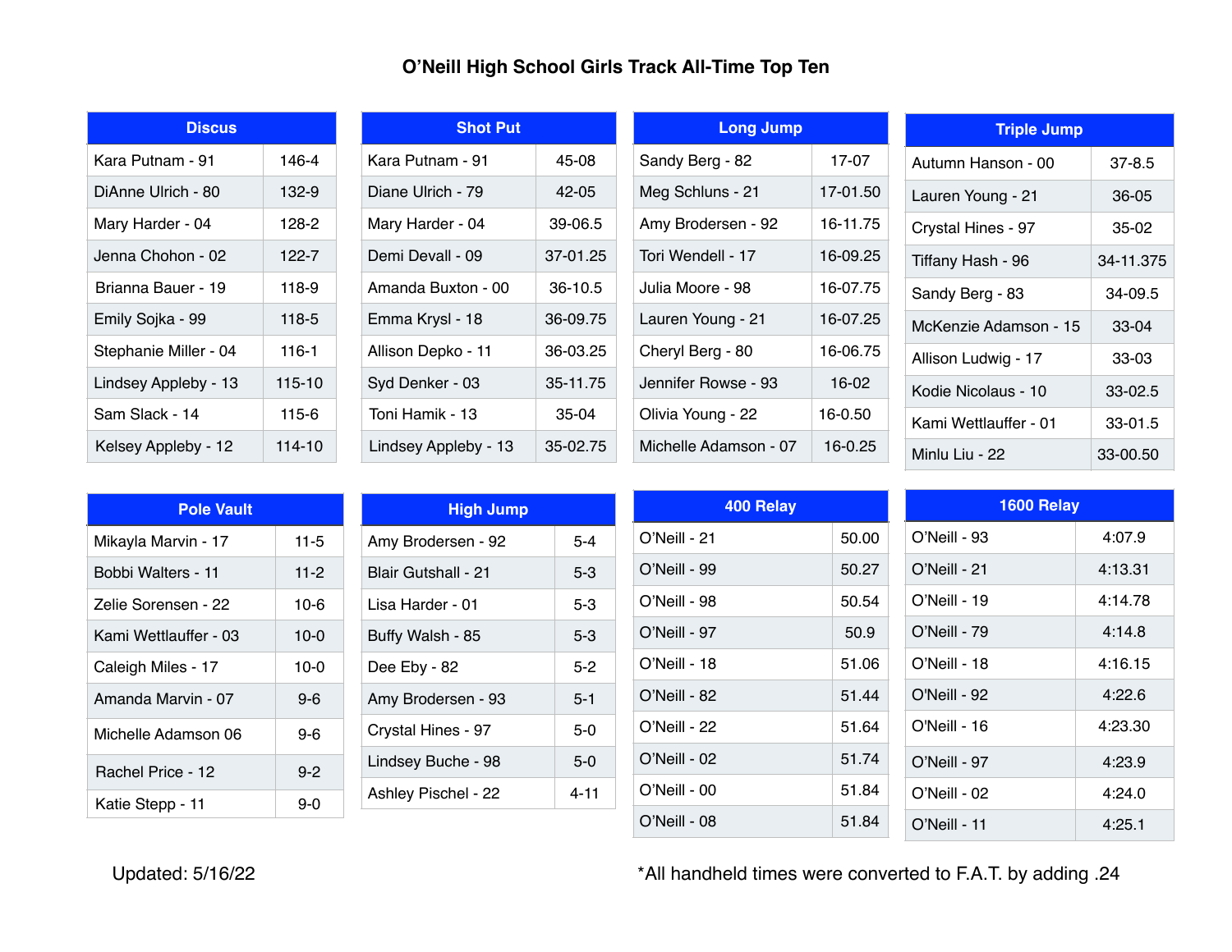# O'Neill High School Girls Track All-Time Top Ten

| Discus | |
|---|---|
| Kara Putnam - 91 | 146-4 |
| DiAnne Ulrich - 80 | 132-9 |
| Mary Harder - 04 | 128-2 |
| Jenna Chohon - 02 | 122-7 |
| Brianna Bauer - 19 | 118-9 |
| Emily Sojka - 99 | 118-5 |
| Stephanie Miller - 04 | 116-1 |
| Lindsey Appleby - 13 | 115-10 |
| Sam Slack - 14 | 115-6 |
| Kelsey Appleby - 12 | 114-10 |

| Shot Put | |
|---|---|
| Kara Putnam - 91 | 45-08 |
| Diane Ulrich - 79 | 42-05 |
| Mary Harder - 04 | 39-06.5 |
| Demi Devall - 09 | 37-01.25 |
| Amanda Buxton - 00 | 36-10.5 |
| Emma Krysl - 18 | 36-09.75 |
| Allison Depko - 11 | 36-03.25 |
| Syd Denker - 03 | 35-11.75 |
| Toni Hamik - 13 | 35-04 |
| Lindsey Appleby - 13 | 35-02.75 |

| Long Jump | |
|---|---|
| Sandy Berg - 82 | 17-07 |
| Meg Schluns - 21 | 17-01.50 |
| Amy Brodersen - 92 | 16-11.75 |
| Tori Wendell - 17 | 16-09.25 |
| Julia Moore - 98 | 16-07.75 |
| Lauren Young - 21 | 16-07.25 |
| Cheryl Berg - 80 | 16-06.75 |
| Jennifer Rowse - 93 | 16-02 |
| Olivia Young - 22 | 16-0.50 |
| Michelle Adamson - 07 | 16-0.25 |

| Triple Jump | |
|---|---|
| Autumn Hanson - 00 | 37-8.5 |
| Lauren Young - 21 | 36-05 |
| Crystal Hines - 97 | 35-02 |
| Tiffany Hash - 96 | 34-11.375 |
| Sandy Berg - 83 | 34-09.5 |
| McKenzie Adamson - 15 | 33-04 |
| Allison Ludwig - 17 | 33-03 |
| Kodie Nicolaus - 10 | 33-02.5 |
| Kami Wettlauffer - 01 | 33-01.5 |
| Minlu Liu - 22 | 33-00.50 |

| Pole Vault | |
|---|---|
| Mikayla Marvin - 17 | 11-5 |
| Bobbi Walters - 11 | 11-2 |
| Zelie Sorensen - 22 | 10-6 |
| Kami Wettlauffer - 03 | 10-0 |
| Caleigh Miles - 17 | 10-0 |
| Amanda Marvin - 07 | 9-6 |
| Michelle Adamson 06 | 9-6 |
| Rachel Price - 12 | 9-2 |
| Katie Stepp - 11 | 9-0 |

| High Jump | |
|---|---|
| Amy Brodersen - 92 | 5-4 |
| Blair Gutshall - 21 | 5-3 |
| Lisa Harder - 01 | 5-3 |
| Buffy Walsh - 85 | 5-3 |
| Dee Eby - 82 | 5-2 |
| Amy Brodersen - 93 | 5-1 |
| Crystal Hines - 97 | 5-0 |
| Lindsey Buche - 98 | 5-0 |
| Ashley Pischel - 22 | 4-11 |

| 400 Relay | |
|---|---|
| O'Neill - 21 | 50.00 |
| O'Neill - 99 | 50.27 |
| O'Neill - 98 | 50.54 |
| O'Neill - 97 | 50.9 |
| O'Neill - 18 | 51.06 |
| O'Neill - 82 | 51.44 |
| O'Neill - 22 | 51.64 |
| O'Neill - 02 | 51.74 |
| O'Neill - 00 | 51.84 |
| O'Neill - 08 | 51.84 |

| 1600 Relay | |
|---|---|
| O'Neill - 93 | 4:07.9 |
| O'Neill - 21 | 4:13.31 |
| O'Neill - 19 | 4:14.78 |
| O'Neill - 79 | 4:14.8 |
| O'Neill - 18 | 4:16.15 |
| O'Neill - 92 | 4:22.6 |
| O'Neill - 16 | 4:23.30 |
| O'Neill - 97 | 4:23.9 |
| O'Neill - 02 | 4:24.0 |
| O'Neill - 11 | 4:25.1 |

Updated: 5/16/22

*All handheld times were converted to F.A.T. by adding .24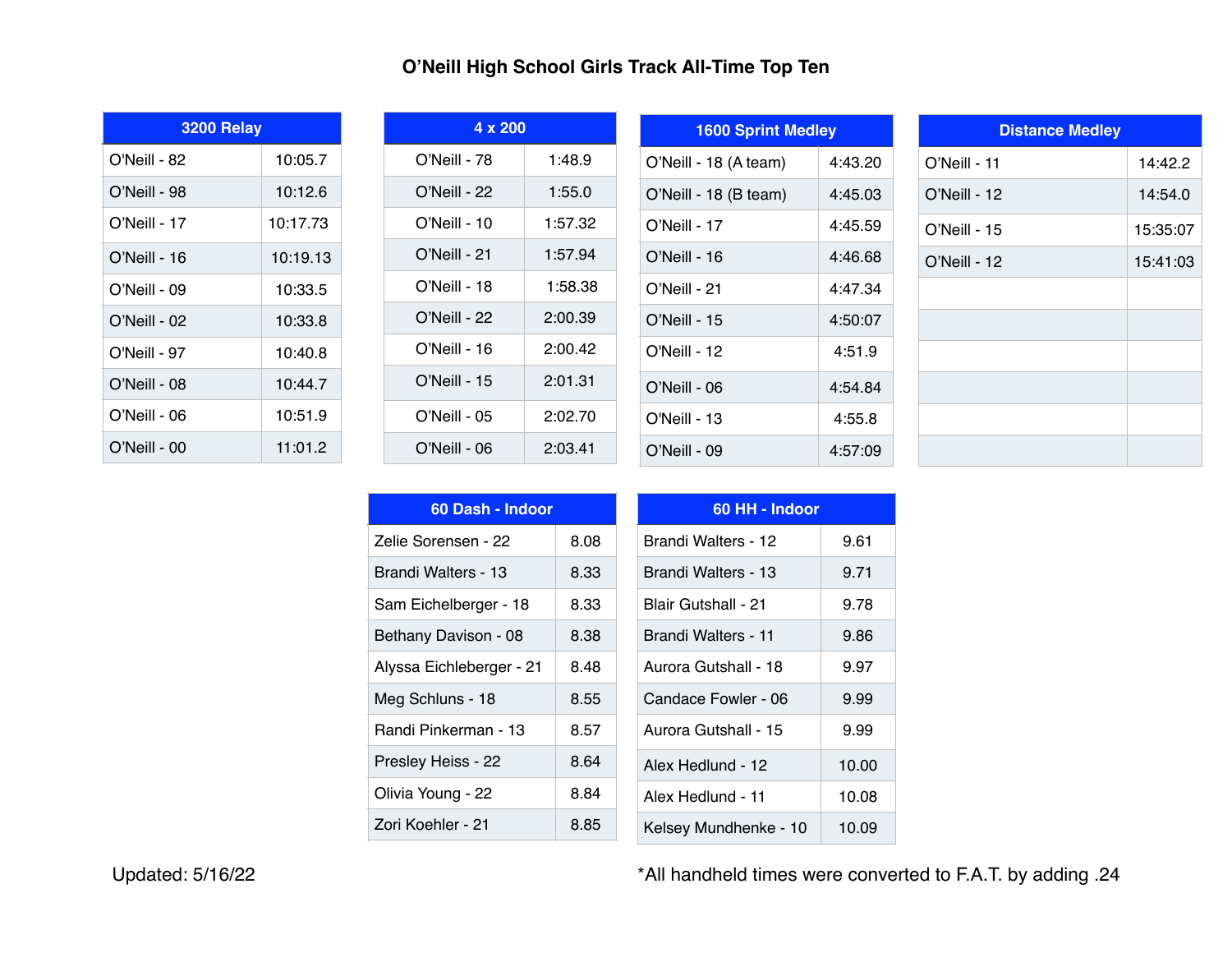# O’Neill High School Girls Track All-Time Top Ten

| 3200 Relay | |
|---|---|
| O'Neill - 82 | 10:05.7 |
| O’Neill - 98 | 10:12.6 |
| O’Neill - 17 | 10:17.73 |
| O’Neill - 16 | 10:19.13 |
| O’Neill - 09 | 10:33.5 |
| O’Neill - 02 | 10:33.8 |
| O'Neill - 97 | 10:40.8 |
| O’Neill - 08 | 10:44.7 |
| O’Neill - 06 | 10:51.9 |
| O’Neill - 00 | 11:01.2 |

| 4 x 200 | |
|---|---|
| O’Neill - 78 | 1:48.9 |
| O’Neill - 22 | 1:55.0 |
| O’Neill - 10 | 1:57.32 |
| O’Neill - 21 | 1:57.94 |
| O’Neill - 18 | 1:58.38 |
| O’Neill - 22 | 2:00.39 |
| O’Neill - 16 | 2:00.42 |
| O’Neill - 15 | 2:01.31 |
| O’Neill - 05 | 2:02.70 |
| O’Neill - 06 | 2:03.41 |

| 1600 Sprint Medley | |
|---|---|
| O’Neill - 18 (A team) | 4:43.20 |
| O’Neill - 18 (B team) | 4:45.03 |
| O’Neill - 17 | 4:45.59 |
| O’Neill - 16 | 4:46.68 |
| O’Neill - 21 | 4:47.34 |
| O’Neill - 15 | 4:50:07 |
| O'Neill - 12 | 4:51.9 |
| O’Neill - 06 | 4:54.84 |
| O'Neill - 13 | 4:55.8 |
| O’Neill - 09 | 4:57:09 |

| Distance Medley | |
|---|---|
| O’Neill - 11 | 14:42.2 |
| O’Neill - 12 | 14:54.0 |
| O’Neill - 15 | 15:35:07 |
| O’Neill - 12 | 15:41:03 |
| | |
| | |
| | |
| | |
| | |
| | |

| 60 Dash - Indoor | |
|---|---|
| Zelie Sorensen - 22 | 8.08 |
| Brandi Walters - 13 | 8.33 |
| Sam Eichelberger - 18 | 8.33 |
| Bethany Davison - 08 | 8.38 |
| Alyssa Eichleberger - 21 | 8.48 |
| Meg Schluns - 18 | 8.55 |
| Randi Pinkerman - 13 | 8.57 |
| Presley Heiss - 22 | 8.64 |
| Olivia Young - 22 | 8.84 |
| Zori Koehler - 21 | 8.85 |

| 60 HH - Indoor | |
|---|---|
| Brandi Walters - 12 | 9.61 |
| Brandi Walters - 13 | 9.71 |
| Blair Gutshall - 21 | 9.78 |
| Brandi Walters - 11 | 9.86 |
| Aurora Gutshall - 18 | 9.97 |
| Candace Fowler - 06 | 9.99 |
| Aurora Gutshall - 15 | 9.99 |
| Alex Hedlund - 12 | 10.00 |
| Alex Hedlund - 11 | 10.08 |
| Kelsey Mundhenke - 10 | 10.09 |

Updated: 5/16/22

*All handheld times were converted to F.A.T. by adding .24